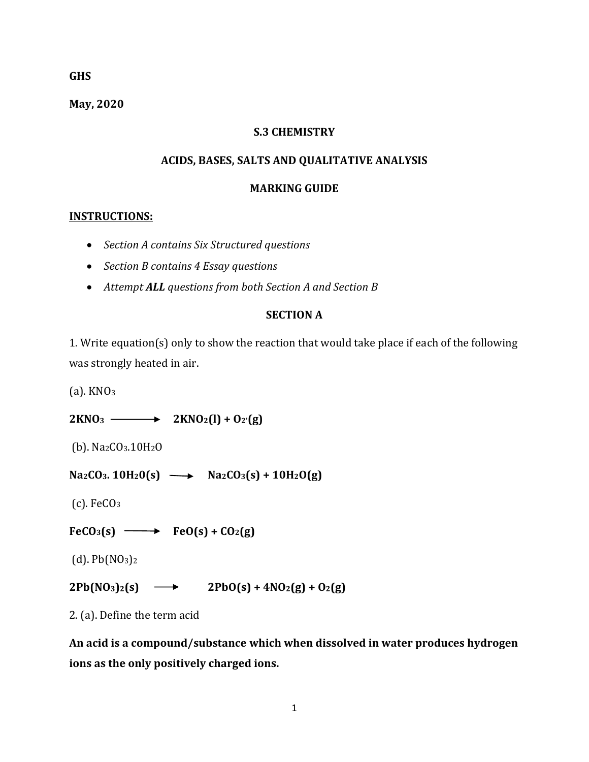**GHS**

**May, 2020**

**S.3 CHEMISTRY**

**ACIDS, BASES, SALTS AND QUALITATIVE ANALYSIS**

**MARKING GUIDE**

**INSTRUCTIONS:**

- *Section A contains Six Structured questions*
- *Section B contains 4 Essay questions*
- *Attempt **ALL** questions from both Section A and Section B*

**SECTION A**

1. Write equation(s) only to show the reaction that would take place if each of the following was strongly heated in air.

(a). $KNO_3$

$$2KNO_3 \longrightarrow 2KNO_2(l) + O_2(g)$$

(b). $Na_2CO_3.10H_2O$

$$Na_2CO_3.10H_2O(s) \longrightarrow Na_2CO_3(s) + 10H_2O(g)$$

(c). $FeCO_3$

$$FeCO_3(s) \longrightarrow FeO(s) + CO_2(g)$$

(d). $Pb(NO_3)_2$

$$2Pb(NO_3)_2(s) \longrightarrow 2PbO(s) + 4NO_2(g) + O_2(g)$$

2. (a). Define the term acid

**An acid is a compound/substance which when dissolved in water produces hydrogen ions as the only positively charged ions.**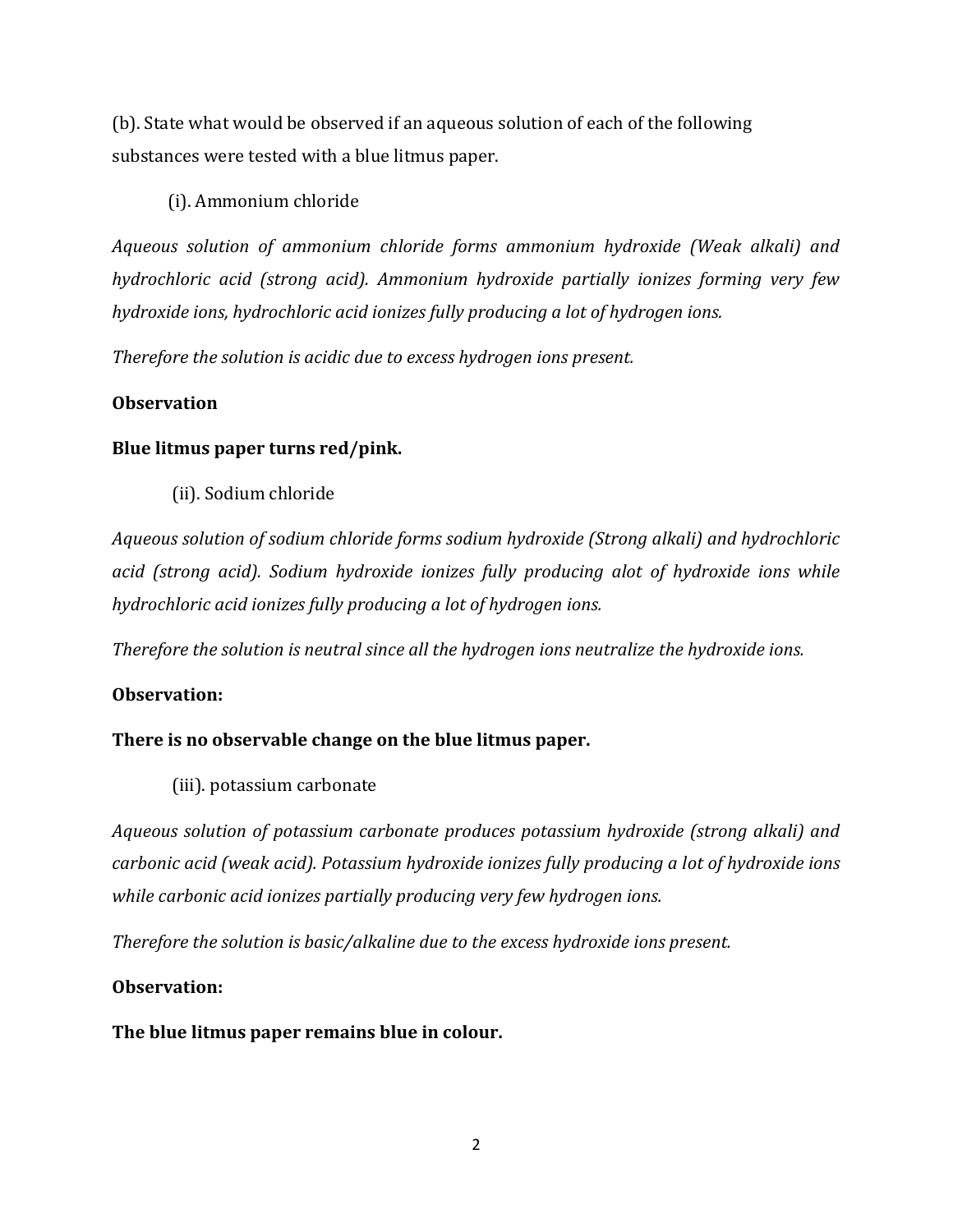(b). State what would be observed if an aqueous solution of each of the following substances were tested with a blue litmus paper.

(i). Ammonium chloride

*Aqueous solution of ammonium chloride forms ammonium hydroxide (Weak alkali) and hydrochloric acid (strong acid). Ammonium hydroxide partially ionizes forming very few hydroxide ions, hydrochloric acid ionizes fully producing a lot of hydrogen ions.*

*Therefore the solution is acidic due to excess hydrogen ions present.*

**Observation**

**Blue litmus paper turns red/pink.**

(ii). Sodium chloride

*Aqueous solution of sodium chloride forms sodium hydroxide (Strong alkali) and hydrochloric acid (strong acid). Sodium hydroxide ionizes fully producing alot of hydroxide ions while hydrochloric acid ionizes fully producing a lot of hydrogen ions.*

*Therefore the solution is neutral since all the hydrogen ions neutralize the hydroxide ions.*

**Observation:**

**There is no observable change on the blue litmus paper.**

(iii). potassium carbonate

*Aqueous solution of potassium carbonate produces potassium hydroxide (strong alkali) and carbonic acid (weak acid). Potassium hydroxide ionizes fully producing a lot of hydroxide ions while carbonic acid ionizes partially producing very few hydrogen ions.*

*Therefore the solution is basic/alkaline due to the excess hydroxide ions present.*

**Observation:**

**The blue litmus paper remains blue in colour.**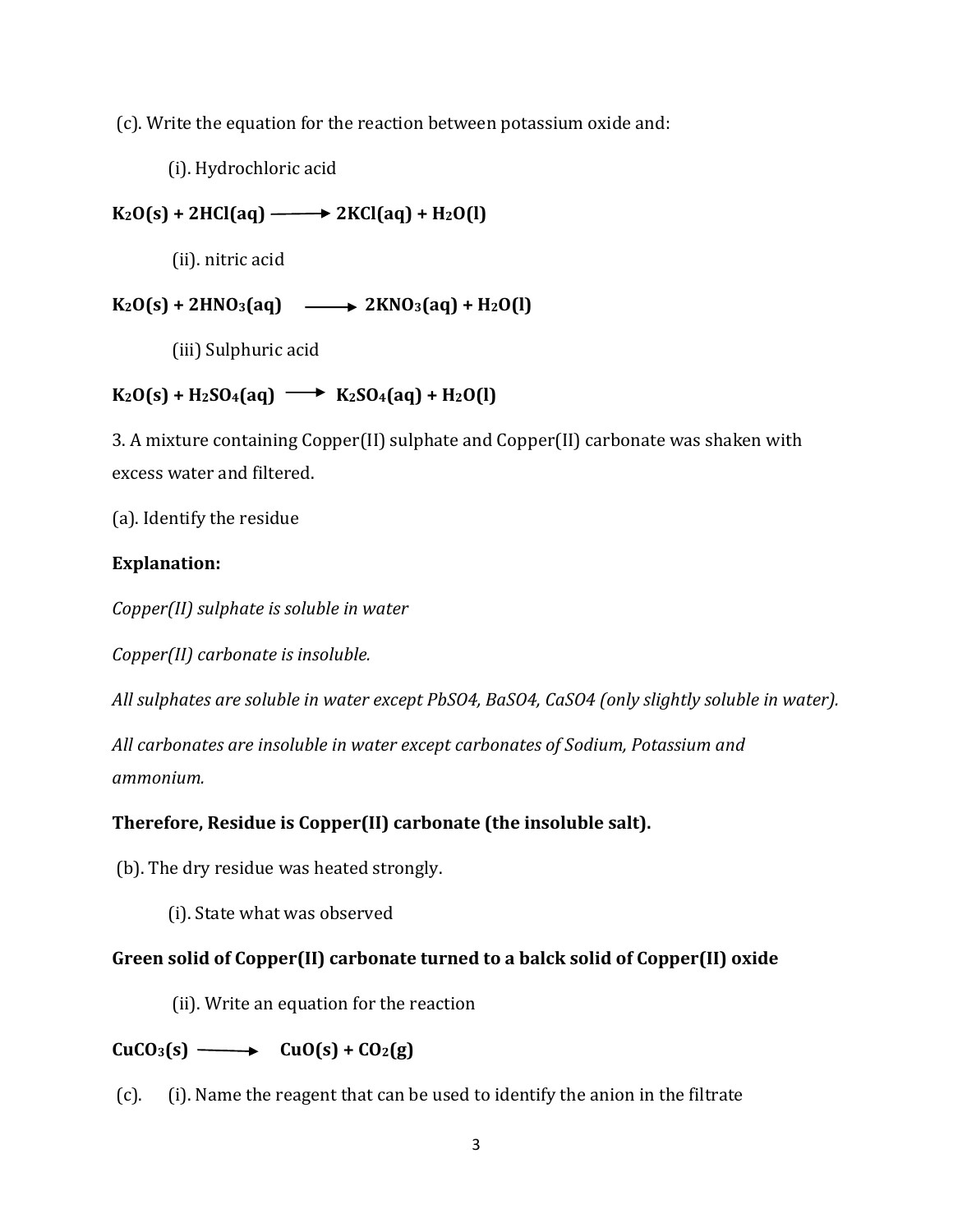(c). Write the equation for the reaction between potassium oxide and:

(i). Hydrochloric acid

$$K_2O(s) + 2HCl(aq) \longrightarrow 2KCl(aq) + H_2O(l)$$

(ii). nitric acid

$$K_2O(s) + 2HNO_3(aq) \longrightarrow 2KNO_3(aq) + H_2O(l)$$

(iii) Sulphuric acid

$$K_2O(s) + H_2SO_4(aq) \longrightarrow K_2SO_4(aq) + H_2O(l)$$

3. A mixture containing Copper(II) sulphate and Copper(II) carbonate was shaken with excess water and filtered.

(a). Identify the residue

**Explanation:**

*Copper(II) sulphate is soluble in water*

*Copper(II) carbonate is insoluble.*

*All sulphates are soluble in water except $PbSO_4$, $BaSO_4$, $CaSO_4$ (only slightly soluble in water).*

*All carbonates are insoluble in water except carbonates of Sodium, Potassium and ammonium.*

**Therefore, Residue is Copper(II) carbonate (the insoluble salt).**

(b). The dry residue was heated strongly.

(i). State what was observed

**Green solid of Copper(II) carbonate turned to a balck solid of Copper(II) oxide**

(ii). Write an equation for the reaction

$$CuCO_3(s) \longrightarrow CuO(s) + CO_2(g)$$

(c). (i). Name the reagent that can be used to identify the anion in the filtrate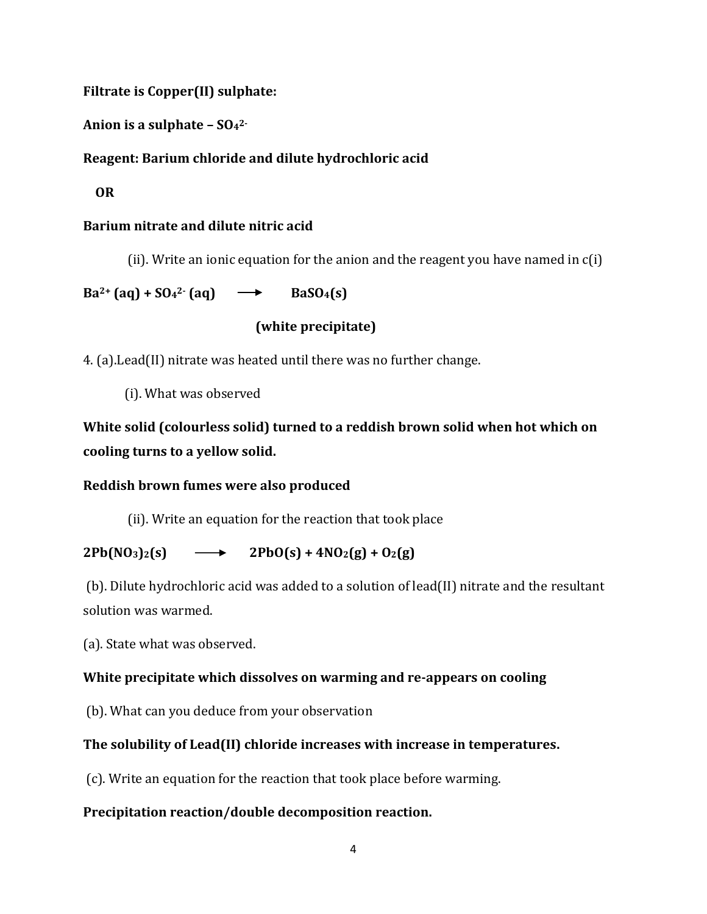**Filtrate is Copper(II) sulphate:**

**Anion is a sulphate – $SO_4^{2-}$**

**Reagent: Barium chloride and dilute hydrochloric acid**

**OR**

**Barium nitrate and dilute nitric acid**

(ii). Write an ionic equation for the anion and the reagent you have named in c(i)

$$Ba^{2+}(aq) + SO_4^{2-}(aq) \longrightarrow BaSO_4(s)$$

**(white precipitate)**

4. (a).Lead(II) nitrate was heated until there was no further change.

(i). What was observed

**White solid (colourless solid) turned to a reddish brown solid when hot which on cooling turns to a yellow solid.**

**Reddish brown fumes were also produced**

(ii). Write an equation for the reaction that took place

$$2Pb(NO_3)_2(s) \longrightarrow 2PbO(s) + 4NO_2(g) + O_2(g)$$

(b). Dilute hydrochloric acid was added to a solution of lead(II) nitrate and the resultant solution was warmed.

(a). State what was observed.

**White precipitate which dissolves on warming and re-appears on cooling**

(b). What can you deduce from your observation

**The solubility of Lead(II) chloride increases with increase in temperatures.**

(c). Write an equation for the reaction that took place before warming.

**Precipitation reaction/double decomposition reaction.**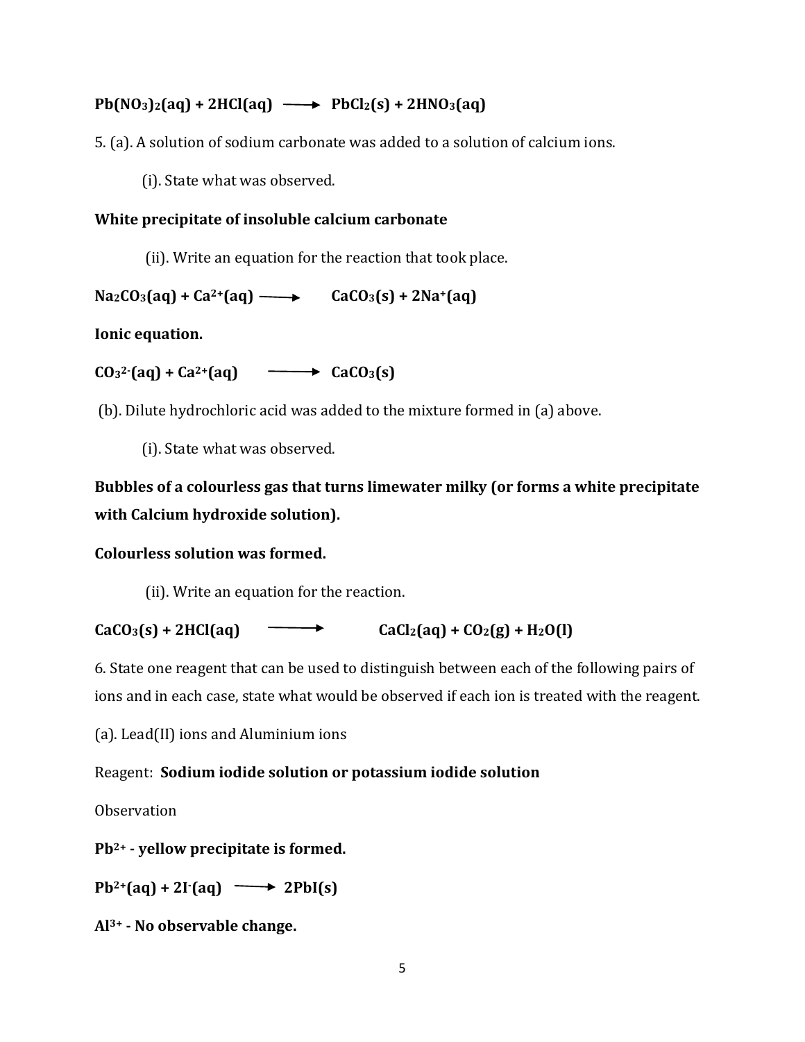**$Pb(NO_3)_2(aq) + 2HCl(aq) \longrightarrow PbCl_2(s) + 2HNO_3(aq)$**

5. (a). A solution of sodium carbonate was added to a solution of calcium ions.

(i). State what was observed.

**White precipitate of insoluble calcium carbonate**

(ii). Write an equation for the reaction that took place.

**$Na_2CO_3(aq) + Ca^{2+}(aq) \longrightarrow CaCO_3(s) + 2Na^{+}(aq)$**

**Ionic equation.**

**$CO_3^{2-}(aq) + Ca^{2+}(aq) \longrightarrow CaCO_3(s)$**

(b). Dilute hydrochloric acid was added to the mixture formed in (a) above.

(i). State what was observed.

**Bubbles of a colourless gas that turns limewater milky (or forms a white precipitate with Calcium hydroxide solution).**

**Colourless solution was formed.**

(ii). Write an equation for the reaction.

**$CaCO_3(s) + 2HCl(aq) \longrightarrow CaCl_2(aq) + CO_2(g) + H_2O(l)$**

6. State one reagent that can be used to distinguish between each of the following pairs of ions and in each case, state what would be observed if each ion is treated with the reagent.

(a). Lead(II) ions and Aluminium ions

Reagent: **Sodium iodide solution or potassium iodide solution**

Observation

**$Pb^{2+}$ - yellow precipitate is formed.**

**$Pb^{2+}(aq) + 2I^{-}(aq) \longrightarrow 2PbI(s)$**

**$Al^{3+}$ - No observable change.**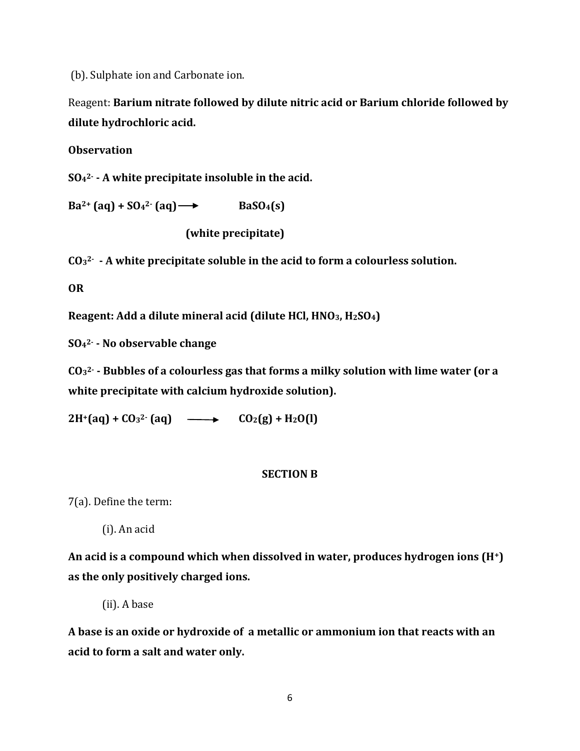(b). Sulphate ion and Carbonate ion.

Reagent: **Barium nitrate followed by dilute nitric acid or Barium chloride followed by dilute hydrochloric acid.**

**Observation**

**$SO_4^{2-}$ - A white precipitate insoluble in the acid.**

$$Ba^{2+}(aq) + SO_4^{2-}(aq) \longrightarrow BaSO_4(s)$$

**(white precipitate)**

**$CO_3^{2-}$ - A white precipitate soluble in the acid to form a colourless solution.**

**OR**

**Reagent: Add a dilute mineral acid (dilute HCl, $HNO_3$, $H_2SO_4$)**

**$SO_4^{2-}$ - No observable change**

**$CO_3^{2-}$ - Bubbles of a colourless gas that forms a milky solution with lime water (or a white precipitate with calcium hydroxide solution).**

$$2H^+(aq) + CO_3^{2-}(aq) \longrightarrow CO_2(g) + H_2O(l)$$

## SECTION B

7(a). Define the term:

(i). An acid

**An acid is a compound which when dissolved in water, produces hydrogen ions ($H^+$) as the only positively charged ions.**

(ii). A base

**A base is an oxide or hydroxide of a metallic or ammonium ion that reacts with an acid to form a salt and water only.**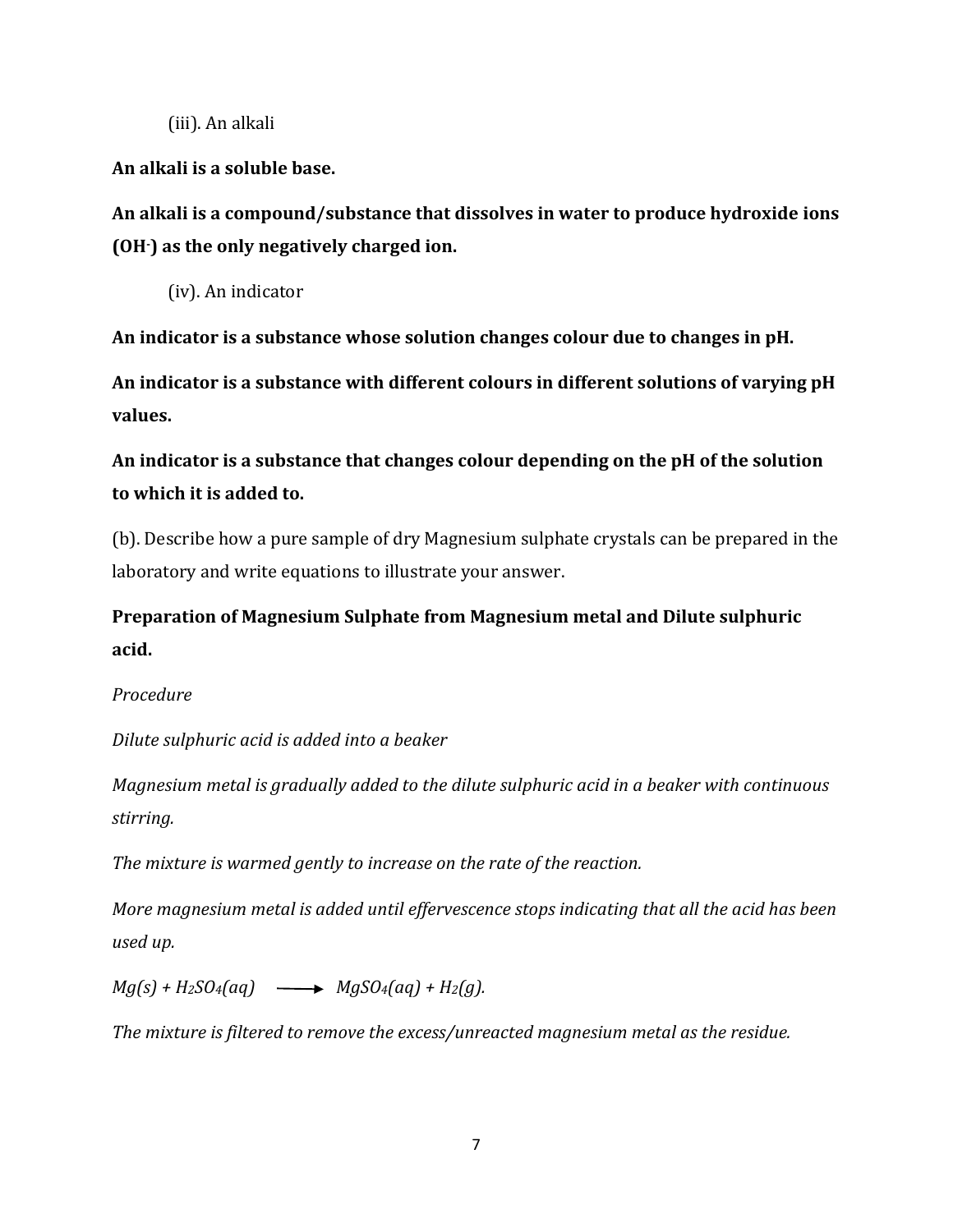(iii). An alkali

**An alkali is a soluble base.**

**An alkali is a compound/substance that dissolves in water to produce hydroxide ions ($OH^-$) as the only negatively charged ion.**

(iv). An indicator

**An indicator is a substance whose solution changes colour due to changes in pH.**

**An indicator is a substance with different colours in different solutions of varying pH values.**

**An indicator is a substance that changes colour depending on the pH of the solution to which it is added to.**

(b). Describe how a pure sample of dry Magnesium sulphate crystals can be prepared in the laboratory and write equations to illustrate your answer.

**Preparation of Magnesium Sulphate from Magnesium metal and Dilute sulphuric acid.**

*Procedure*

*Dilute sulphuric acid is added into a beaker*

*Magnesium metal is gradually added to the dilute sulphuric acid in a beaker with continuous stirring.*

*The mixture is warmed gently to increase on the rate of the reaction.*

*More magnesium metal is added until effervescence stops indicating that all the acid has been used up.*

$$Mg(s) + H_2SO_4(aq) \longrightarrow MgSO_4(aq) + H_2(g).$$

*The mixture is filtered to remove the excess/unreacted magnesium metal as the residue.*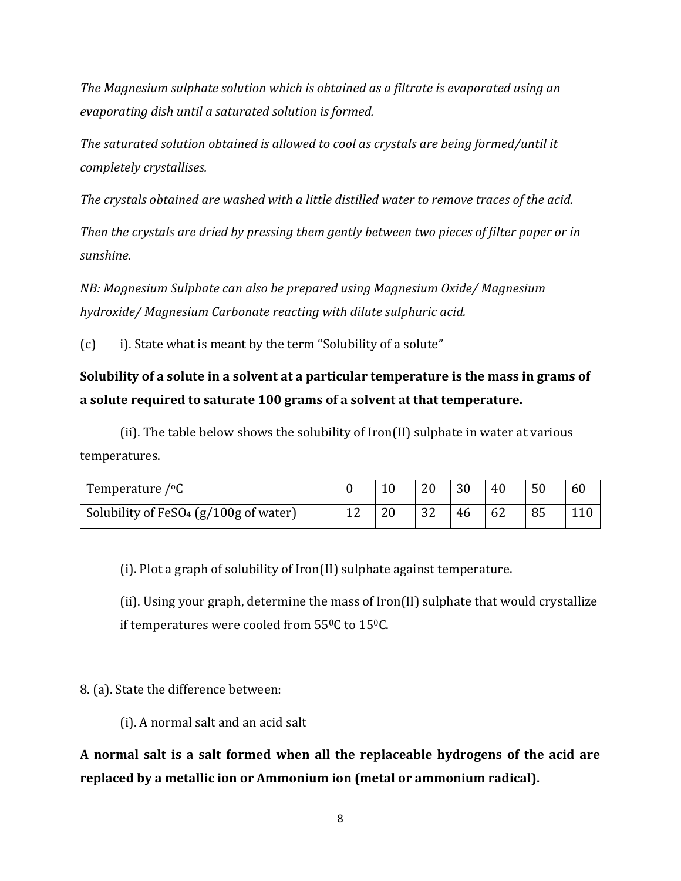*The Magnesium sulphate solution which is obtained as a filtrate is evaporated using an evaporating dish until a saturated solution is formed.*

*The saturated solution obtained is allowed to cool as crystals are being formed/until it completely crystallises.*

*The crystals obtained are washed with a little distilled water to remove traces of the acid.*

*Then the crystals are dried by pressing them gently between two pieces of filter paper or in sunshine.*

*NB: Magnesium Sulphate can also be prepared using Magnesium Oxide/ Magnesium hydroxide/ Magnesium Carbonate reacting with dilute sulphuric acid.*

(c) i). State what is meant by the term "Solubility of a solute"

**Solubility of a solute in a solvent at a particular temperature is the mass in grams of a solute required to saturate 100 grams of a solvent at that temperature.**

(ii). The table below shows the solubility of Iron(II) sulphate in water at various temperatures.

| Temperature /$^oC$ | 0 | 10 | 20 | 30 | 40 | 50 | 60 |
|---|---|---|---|---|---|---|---|
| Solubility of $FeSO_4$ (g/100g of water) | 12 | 20 | 32 | 46 | 62 | 85 | 110 |

(i). Plot a graph of solubility of Iron(II) sulphate against temperature.

(ii). Using your graph, determine the mass of Iron(II) sulphate that would crystallize if temperatures were cooled from $55^0C$ to $15^0C$.

8. (a). State the difference between:

(i). A normal salt and an acid salt

**A normal salt is a salt formed when all the replaceable hydrogens of the acid are replaced by a metallic ion or Ammonium ion (metal or ammonium radical).**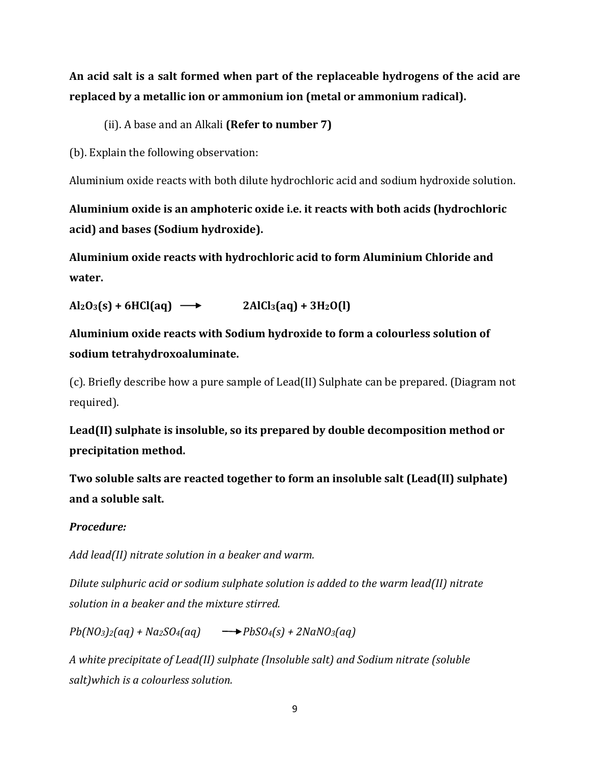**An acid salt is a salt formed when part of the replaceable hydrogens of the acid are replaced by a metallic ion or ammonium ion (metal or ammonium radical).**

(ii). A base and an Alkali **(Refer to number 7)**

(b). Explain the following observation:

Aluminium oxide reacts with both dilute hydrochloric acid and sodium hydroxide solution.

**Aluminium oxide is an amphoteric oxide i.e. it reacts with both acids (hydrochloric acid) and bases (Sodium hydroxide).**

**Aluminium oxide reacts with hydrochloric acid to form Aluminium Chloride and water.**

$$Al_2O_3(s) + 6HCl(aq) \longrightarrow 2AlCl_3(aq) + 3H_2O(l)$$

**Aluminium oxide reacts with Sodium hydroxide to form a colourless solution of sodium tetrahydroxoaluminate.**

(c). Briefly describe how a pure sample of Lead(II) Sulphate can be prepared. (Diagram not required).

**Lead(II) sulphate is insoluble, so its prepared by double decomposition method or precipitation method.**

**Two soluble salts are reacted together to form an insoluble salt (Lead(II) sulphate) and a soluble salt.**

***Procedure:***

*Add lead(II) nitrate solution in a beaker and warm.*

*Dilute sulphuric acid or sodium sulphate solution is added to the warm lead(II) nitrate solution in a beaker and the mixture stirred.*

$$Pb(NO_3)_2(aq) + Na_2SO_4(aq) \longrightarrow PbSO_4(s) + 2NaNO_3(aq)$$

*A white precipitate of Lead(II) sulphate (Insoluble salt) and Sodium nitrate (soluble salt)which is a colourless solution.*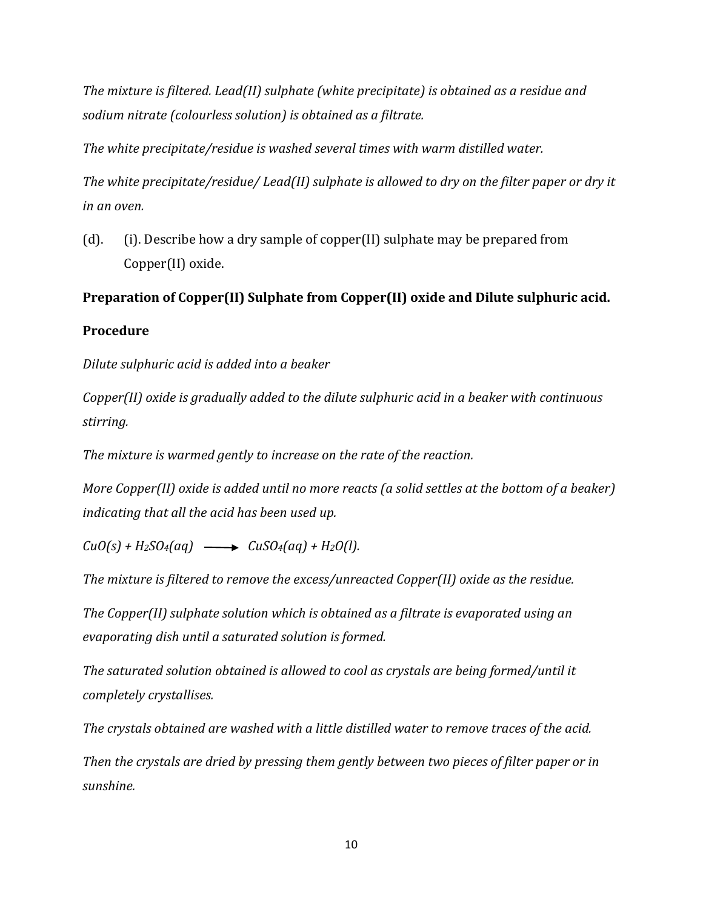*The mixture is filtered. Lead(II) sulphate (white precipitate) is obtained as a residue and sodium nitrate (colourless solution) is obtained as a filtrate.*

*The white precipitate/residue is washed several times with warm distilled water.*

*The white precipitate/residue/ Lead(II) sulphate is allowed to dry on the filter paper or dry it in an oven.*

(d). (i). Describe how a dry sample of copper(II) sulphate may be prepared from Copper(II) oxide.

**Preparation of Copper(II) Sulphate from Copper(II) oxide and Dilute sulphuric acid.**

**Procedure**

*Dilute sulphuric acid is added into a beaker*

*Copper(II) oxide is gradually added to the dilute sulphuric acid in a beaker with continuous stirring.*

*The mixture is warmed gently to increase on the rate of the reaction.*

*More Copper(II) oxide is added until no more reacts (a solid settles at the bottom of a beaker) indicating that all the acid has been used up.*

$CuO(s) + H_2SO_4(aq) \longrightarrow CuSO_4(aq) + H_2O(l).$

*The mixture is filtered to remove the excess/unreacted Copper(II) oxide as the residue.*

*The Copper(II) sulphate solution which is obtained as a filtrate is evaporated using an evaporating dish until a saturated solution is formed.*

*The saturated solution obtained is allowed to cool as crystals are being formed/until it completely crystallises.*

*The crystals obtained are washed with a little distilled water to remove traces of the acid.*

*Then the crystals are dried by pressing them gently between two pieces of filter paper or in sunshine.*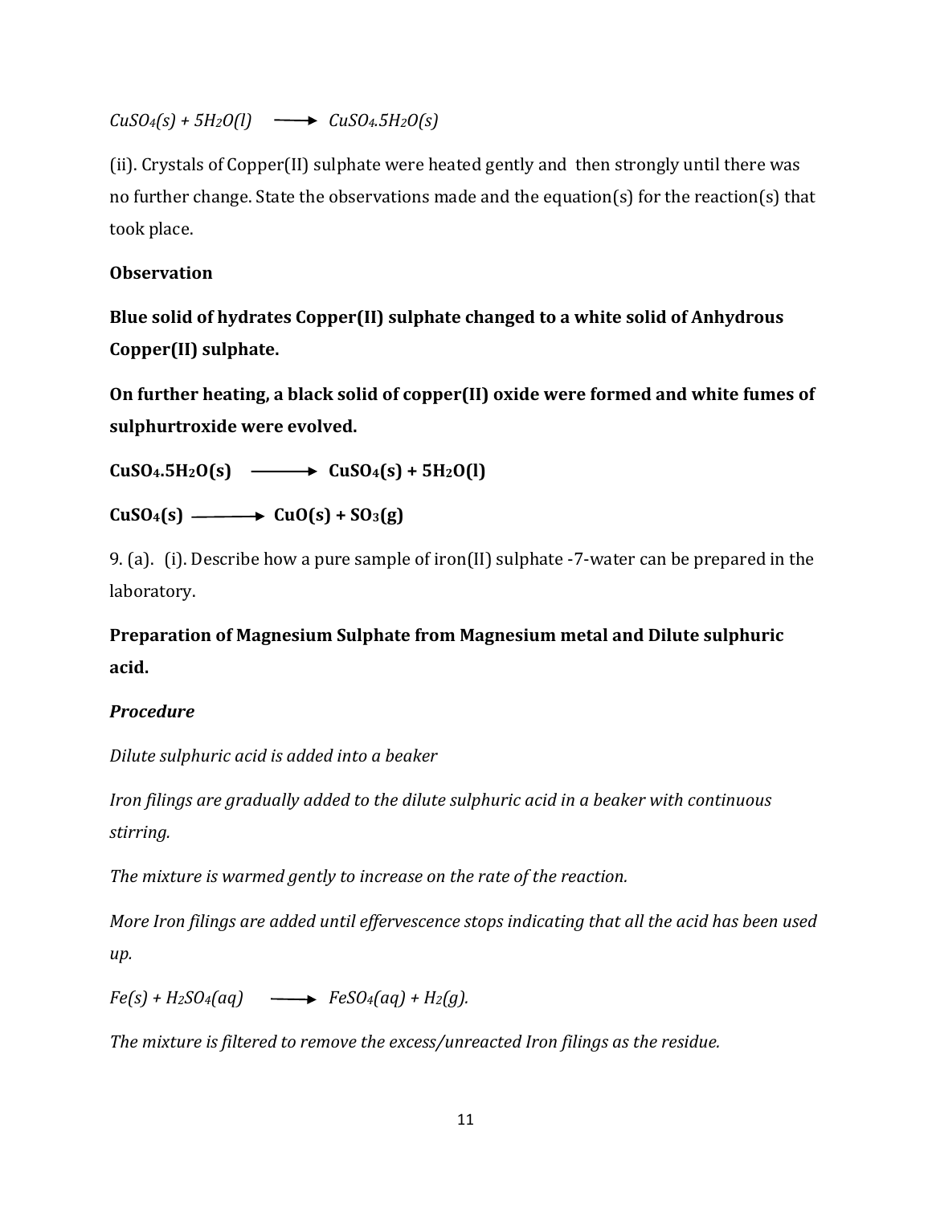*$CuSO_4(s) + 5H_2O(l) \longrightarrow CuSO_4.5H_2O(s)$*

(ii). Crystals of Copper(II) sulphate were heated gently and then strongly until there was no further change. State the observations made and the equation(s) for the reaction(s) that took place.

**Observation**

**Blue solid of hydrates Copper(II) sulphate changed to a white solid of Anhydrous Copper(II) sulphate.**

**On further heating, a black solid of copper(II) oxide were formed and white fumes of sulphurtroxide were evolved.**

$$CuSO_4.5H_2O(s) \longrightarrow CuSO_4(s) + 5H_2O(l)$$

$$CuSO_4(s) \longrightarrow CuO(s) + SO_3(g)$$

9. (a). (i). Describe how a pure sample of iron(II) sulphate -7-water can be prepared in the laboratory.

**Preparation of Magnesium Sulphate from Magnesium metal and Dilute sulphuric acid.**

***Procedure***

*Dilute sulphuric acid is added into a beaker*

*Iron filings are gradually added to the dilute sulphuric acid in a beaker with continuous stirring.*

*The mixture is warmed gently to increase on the rate of the reaction.*

*More Iron filings are added until effervescence stops indicating that all the acid has been used up.*

$$Fe(s) + H_2SO_4(aq) \longrightarrow FeSO_4(aq) + H_2(g).$$

*The mixture is filtered to remove the excess/unreacted Iron filings as the residue.*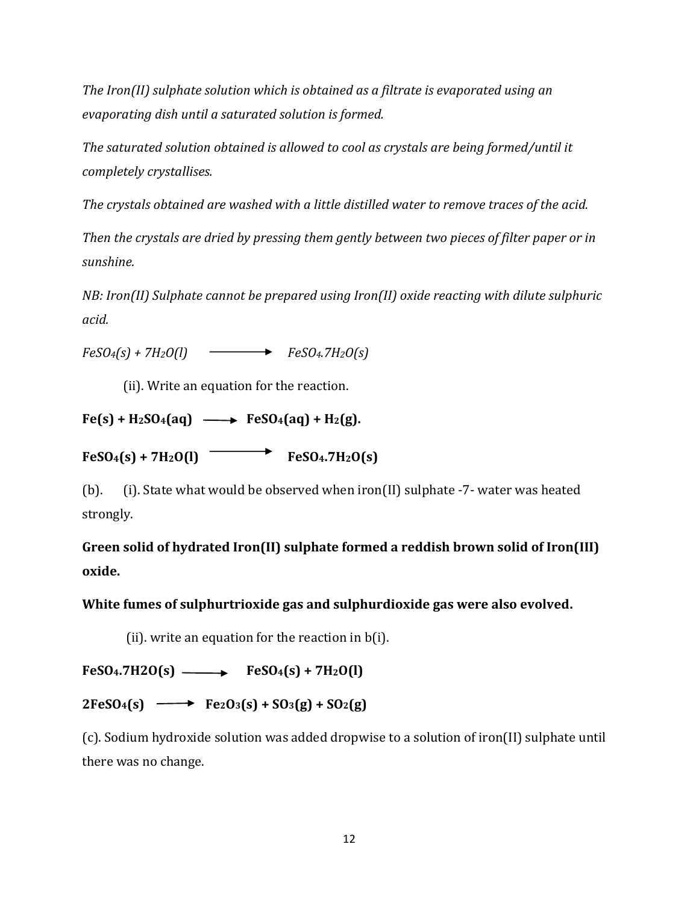*The Iron(II) sulphate solution which is obtained as a filtrate is evaporated using an evaporating dish until a saturated solution is formed.*

*The saturated solution obtained is allowed to cool as crystals are being formed/until it completely crystallises.*

*The crystals obtained are washed with a little distilled water to remove traces of the acid.*

*Then the crystals are dried by pressing them gently between two pieces of filter paper or in sunshine.*

*NB: Iron(II) Sulphate cannot be prepared using Iron(II) oxide reacting with dilute sulphuric acid.*

$$FeSO_4(s) + 7H_2O(l) \longrightarrow FeSO_4.7H_2O(s)$$

(ii). Write an equation for the reaction.

$$\mathbf{Fe(s) + H_2SO_4(aq) \longrightarrow FeSO_4(aq) + H_2(g).}$$

$$\mathbf{FeSO_4(s) + 7H_2O(l) \longrightarrow FeSO_4.7H_2O(s)}$$

(b). (i). State what would be observed when iron(II) sulphate -7- water was heated strongly.

**Green solid of hydrated Iron(II) sulphate formed a reddish brown solid of Iron(III) oxide.**

**White fumes of sulphurtrioxide gas and sulphurdioxide gas were also evolved.**

(ii). write an equation for the reaction in b(i).

$$\mathbf{FeSO_4.7H2O(s) \longrightarrow FeSO_4(s) + 7H_2O(l)}$$

$$\mathbf{2FeSO_4(s) \longrightarrow Fe_2O_3(s) + SO_3(g) + SO_2(g)}$$

(c). Sodium hydroxide solution was added dropwise to a solution of iron(II) sulphate until there was no change.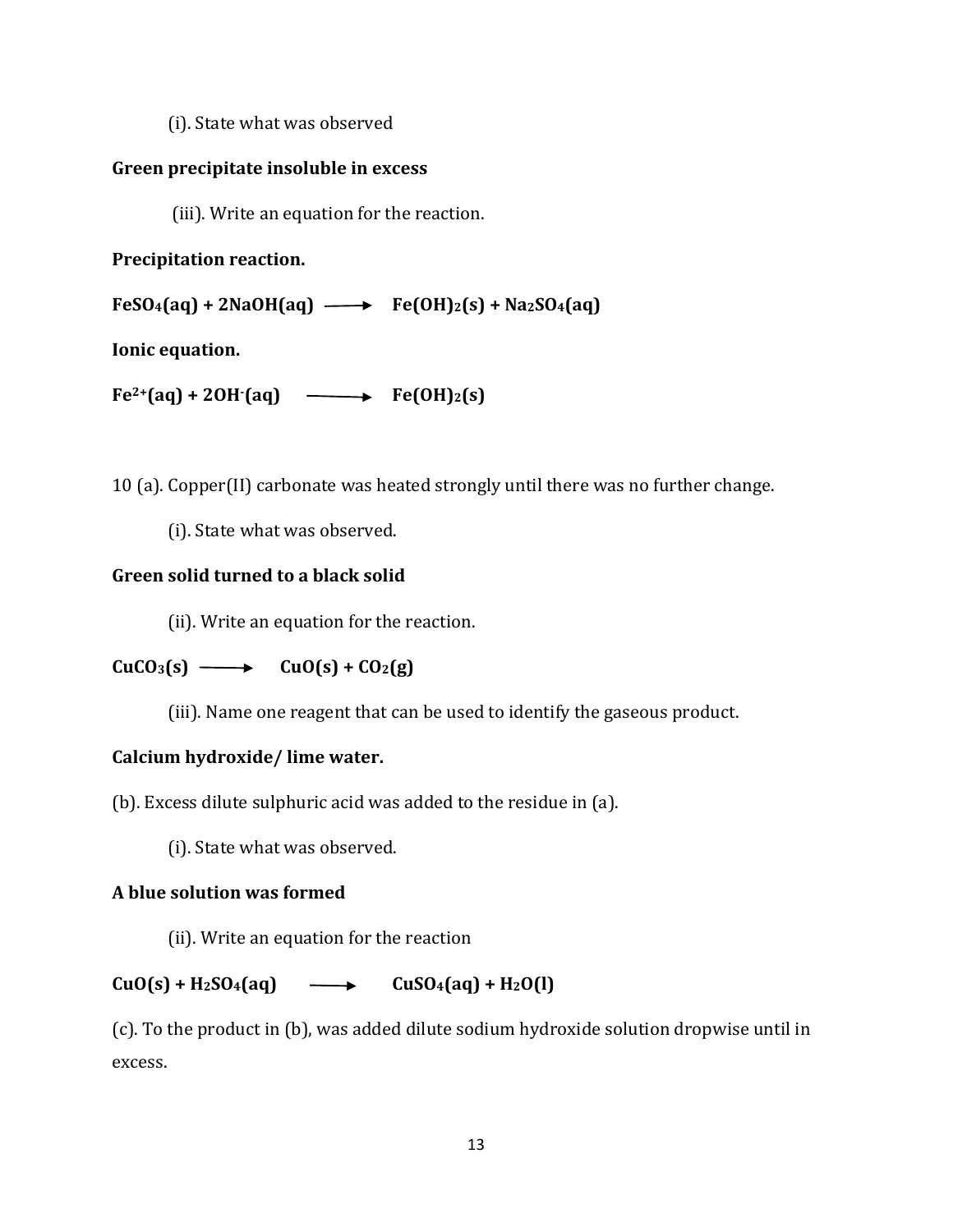(i). State what was observed

**Green precipitate insoluble in excess**

(iii). Write an equation for the reaction.

**Precipitation reaction.**

$$FeSO_4(aq) + 2NaOH(aq) \longrightarrow Fe(OH)_2(s) + Na_2SO_4(aq)$$

**Ionic equation.**

$$Fe^{2+}(aq) + 2OH^{-}(aq) \longrightarrow Fe(OH)_2(s)$$

10 (a). Copper(II) carbonate was heated strongly until there was no further change.

(i). State what was observed.

**Green solid turned to a black solid**

(ii). Write an equation for the reaction.

$$CuCO_3(s) \longrightarrow CuO(s) + CO_2(g)$$

(iii). Name one reagent that can be used to identify the gaseous product.

**Calcium hydroxide/ lime water.**

(b). Excess dilute sulphuric acid was added to the residue in (a).

(i). State what was observed.

**A blue solution was formed**

(ii). Write an equation for the reaction

$$CuO(s) + H_2SO_4(aq) \longrightarrow CuSO_4(aq) + H_2O(l)$$

(c). To the product in (b), was added dilute sodium hydroxide solution dropwise until in excess.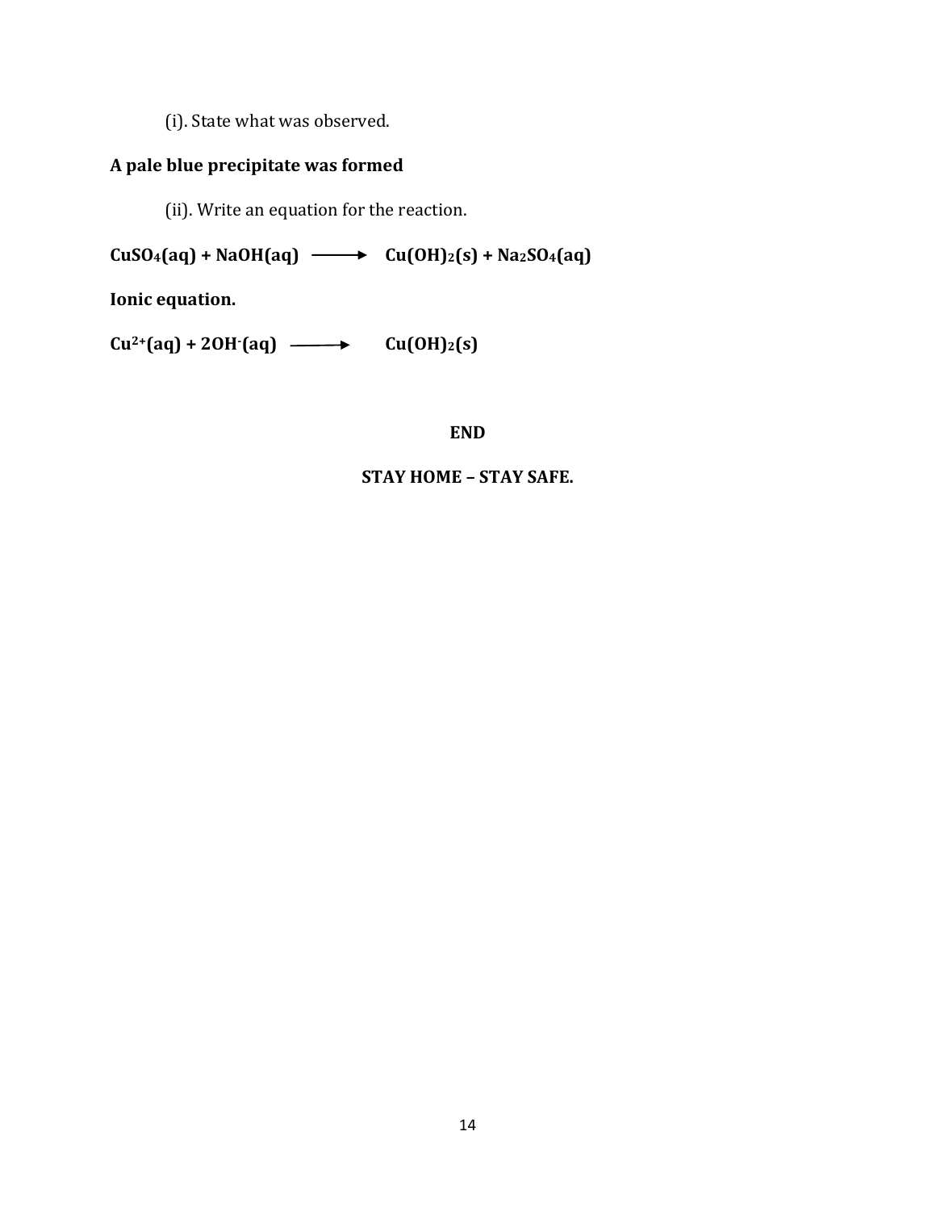(i). State what was observed.

**A pale blue precipitate was formed**

(ii). Write an equation for the reaction.

**$CuSO_4(aq) + NaOH(aq) \longrightarrow Cu(OH)_2(s) + Na_2SO_4(aq)$**

**Ionic equation.**

**$Cu^{2+}(aq) + 2OH^{-}(aq) \longrightarrow Cu(OH)_2(s)$**

**END**

**STAY HOME – STAY SAFE.**